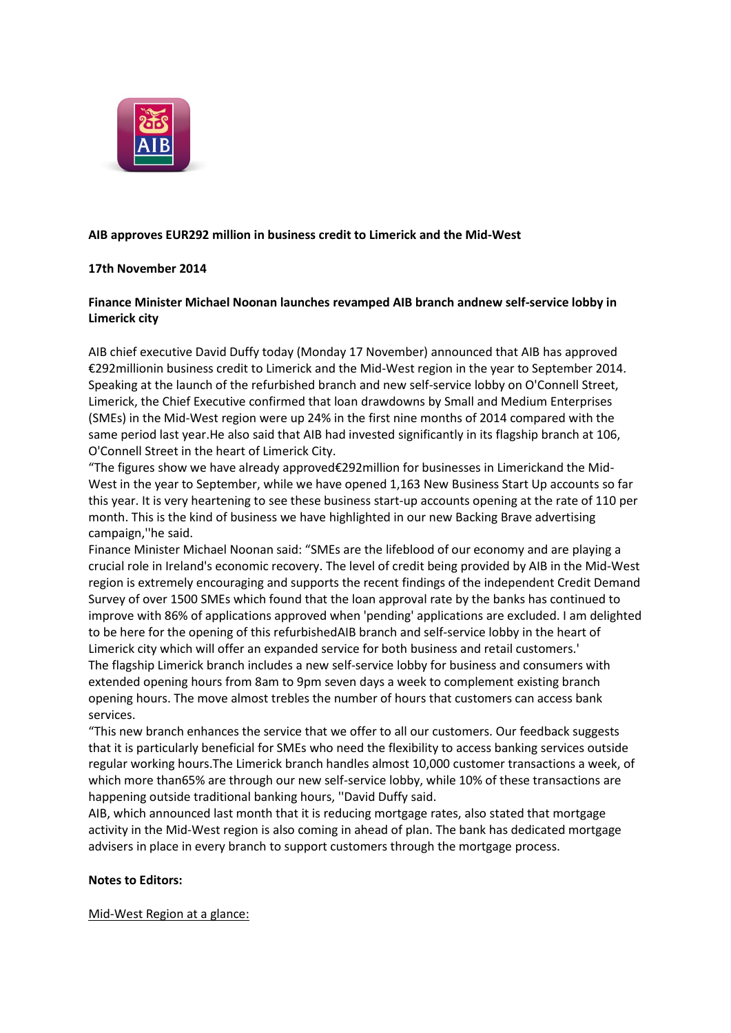**AIB approves EUR292 million in business credit to Limerick and the Mid-West**

**17th November 2014**

**Finance Minister Michael Noonan launches revamped AIB branch andnew self-service lobby in Limerick city**

AIB chief executive David Duffy today (Monday 17 November) announced that AIB has approved €292millionin business credit to Limerick and the Mid-West region in the year to September 2014. Speaking at the launch of the refurbished branch and new self-service lobby on O'Connell Street, Limerick, the Chief Executive confirmed that loan drawdowns by Small and Medium Enterprises (SMEs) in the Mid-West region were up 24% in the first nine months of 2014 compared with the same period last year.He also said that AIB had invested significantly in its flagship branch at 106, O'Connell Street in the heart of Limerick City.

"The figures show we have already approved€292million for businesses in Limerickand the Mid-West in the year to September, while we have opened 1,163 New Business Start Up accounts so far this year. It is very heartening to see these business start-up accounts opening at the rate of 110 per month. This is the kind of business we have highlighted in our new Backing Brave advertising campaign,''he said.

Finance Minister Michael Noonan said: "SMEs are the lifeblood of our economy and are playing a crucial role in Ireland's economic recovery. The level of credit being provided by AIB in the Mid-West region is extremely encouraging and supports the recent findings of the independent Credit Demand Survey of over 1500 SMEs which found that the loan approval rate by the banks has continued to improve with 86% of applications approved when 'pending' applications are excluded. I am delighted to be here for the opening of this refurbishedAIB branch and self-service lobby in the heart of Limerick city which will offer an expanded service for both business and retail customers.'

The flagship Limerick branch includes a new self-service lobby for business and consumers with extended opening hours from 8am to 9pm seven days a week to complement existing branch opening hours. The move almost trebles the number of hours that customers can access bank services.

"This new branch enhances the service that we offer to all our customers. Our feedback suggests that it is particularly beneficial for SMEs who need the flexibility to access banking services outside regular working hours.The Limerick branch handles almost 10,000 customer transactions a week, of which more than65% are through our new self-service lobby, while 10% of these transactions are happening outside traditional banking hours, ''David Duffy said.

AIB, which announced last month that it is reducing mortgage rates, also stated that mortgage activity in the Mid-West region is also coming in ahead of plan. The bank has dedicated mortgage advisers in place in every branch to support customers through the mortgage process.

**Notes to Editors:**

Mid-West Region at a glance: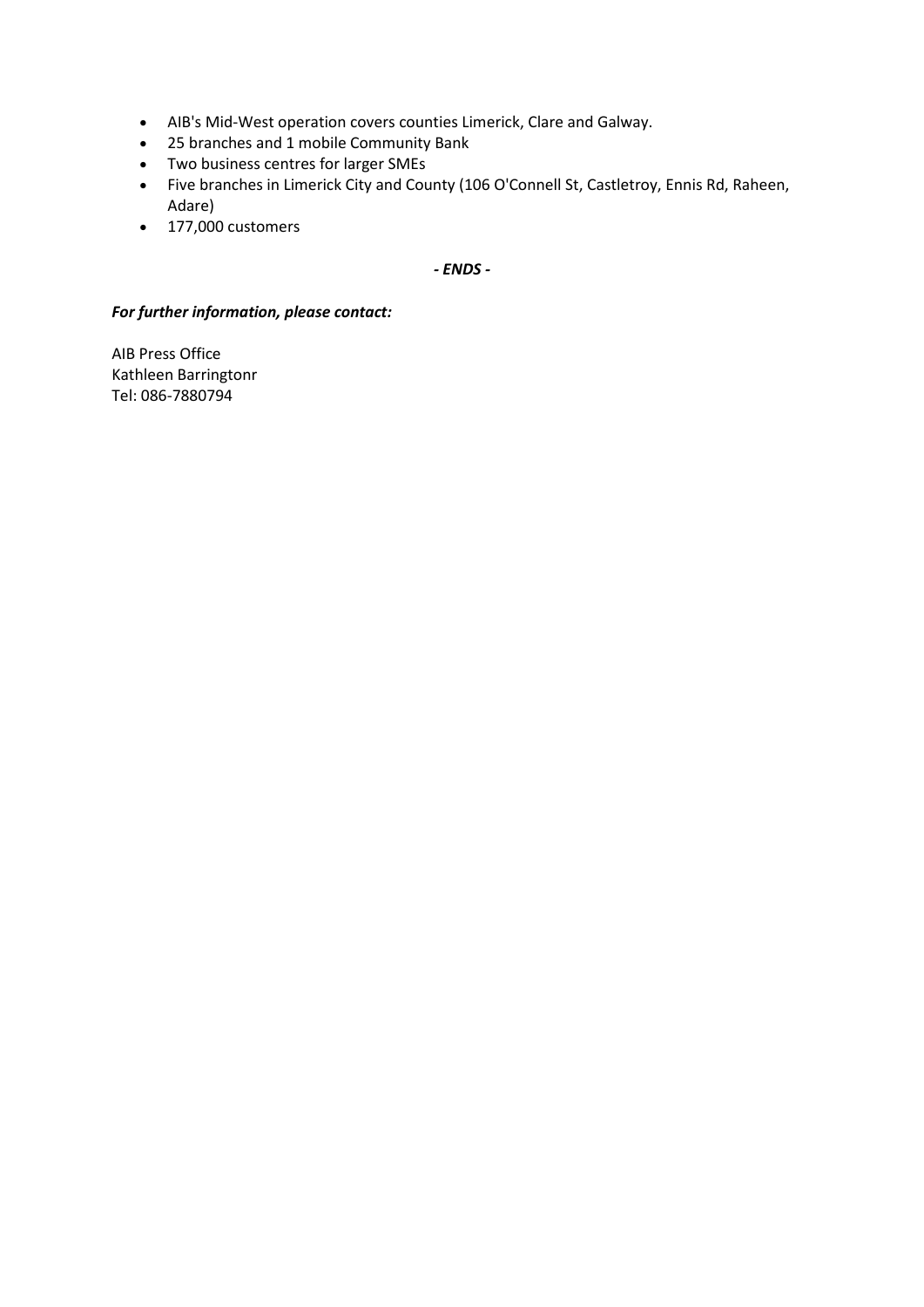- AIB's Mid-West operation covers counties Limerick, Clare and Galway.
- 25 branches and 1 mobile Community Bank
- Two business centres for larger SMEs
- Five branches in Limerick City and County (106 O'Connell St, Castletroy, Ennis Rd, Raheen, Adare)
- 177,000 customers

***- ENDS -***

***For further information, please contact:***

AIB Press Office
Kathleen Barringtonr
Tel: 086-7880794